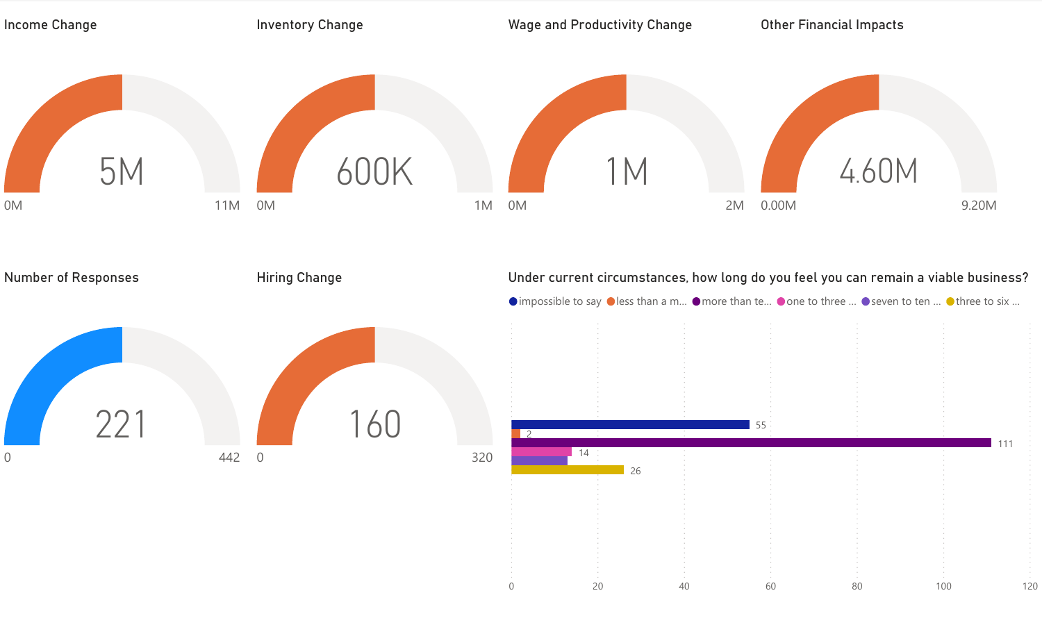## Income Change

5M

0M — 11M

## Inventory Change

600K

0M — 1M

## Wage and Productivity Change

1M

0M — 2M

## Other Financial Impacts

4.60M

0.00M — 9.20M

## Number of Responses

221

0 — 442

## Hiring Change

160

0 — 320

## Under current circumstances, how long do you feel you can remain a viable business?

| Response | Count |
| --- | --- |
| impossible to say | 55 |
| less than a m... | 2 |
| more than te... | 111 |
| one to three ... | 14 |
| seven to ten ... | |
| three to six ... | 26 |

Axis: 0, 20, 40, 60, 80, 100, 120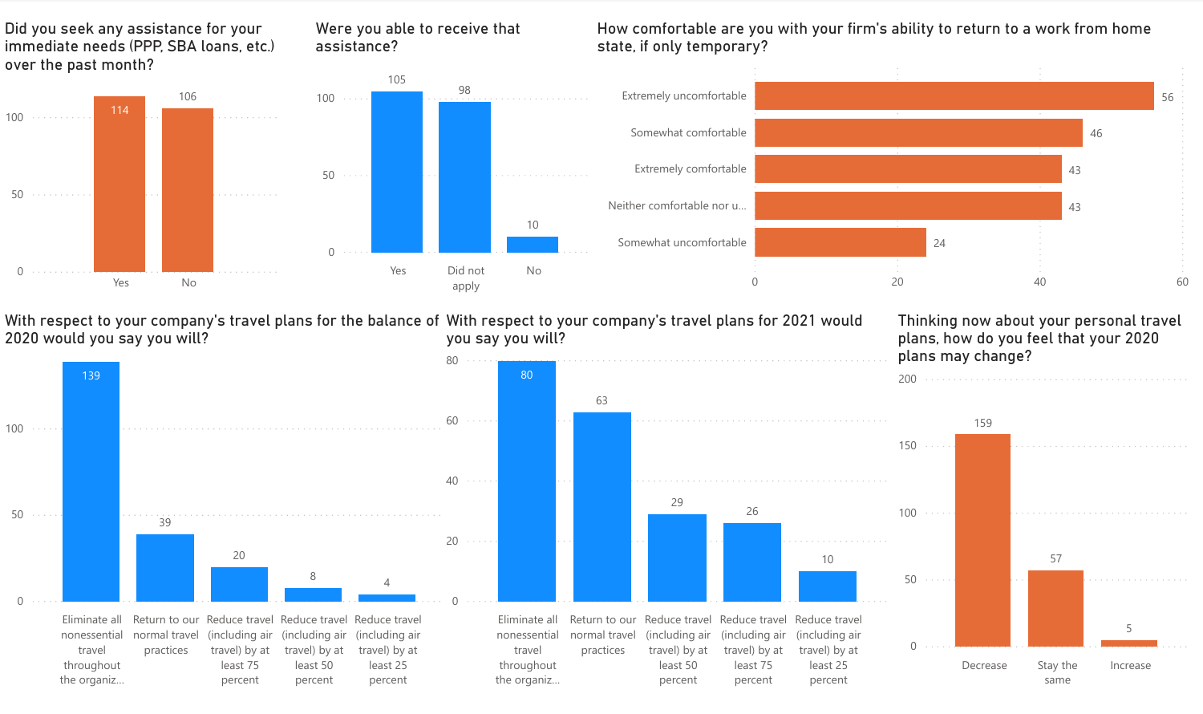## Did you seek any assistance for your immediate needs (PPP, SBA loans, etc.) over the past month?

100
50
0

114
106

Yes
No

## Were you able to receive that assistance?

100
50
0

105
98
10

Yes
Did not apply
No

## How comfortable are you with your firm's ability to return to a work from home state, if only temporary?

Extremely uncomfortable 56
Somewhat comfortable 46
Extremely comfortable 43
Neither comfortable nor u... 43
Somewhat uncomfortable 24

0
20
40
60

## With respect to your company's travel plans for the balance of 2020 would you say you will?

100
50
0

139
39
20
8
4

Eliminate all nonessential travel throughout the organiz...
Return to our normal travel practices
Reduce travel (including air travel) by at least 75 percent
Reduce travel (including air travel) by at least 50 percent
Reduce travel (including air travel) by at least 25 percent

## With respect to your company's travel plans for 2021 would you say you will?

80
60
40
20
0

80
63
29
26
10

Eliminate all nonessential travel throughout the organiz...
Return to our normal travel practices
Reduce travel (including air travel) by at least 50 percent
Reduce travel (including air travel) by at least 75 percent
Reduce travel (including air travel) by at least 25 percent

## Thinking now about your personal travel plans, how do you feel that your 2020 plans may change?

200
150
100
50
0

159
57
5

Decrease
Stay the same
Increase